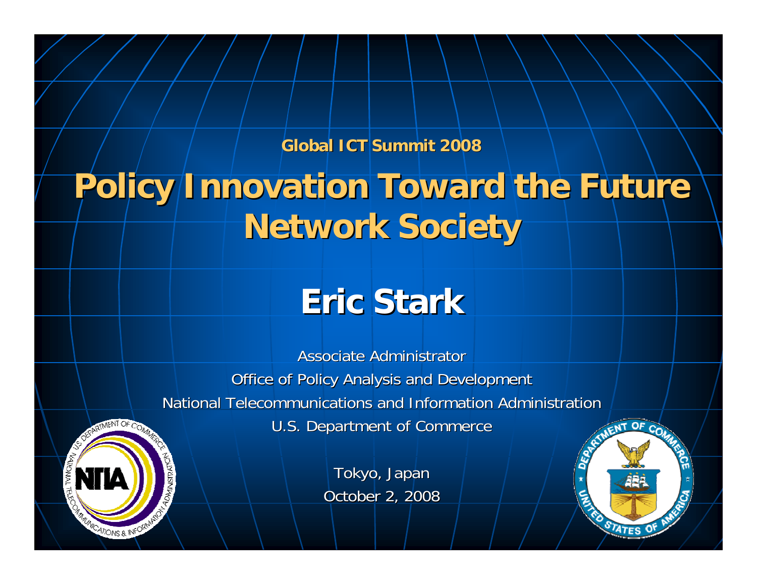Global ICT Summit 2008

# Policy Innovation Toward the Future Network Society

## Eric Stark

Associate Administrator

Office of Policy Analysis and Development

National Telecommunications and Information Administration

U.S. Department of Commerce

Tokyo, Japan

October 2, 2008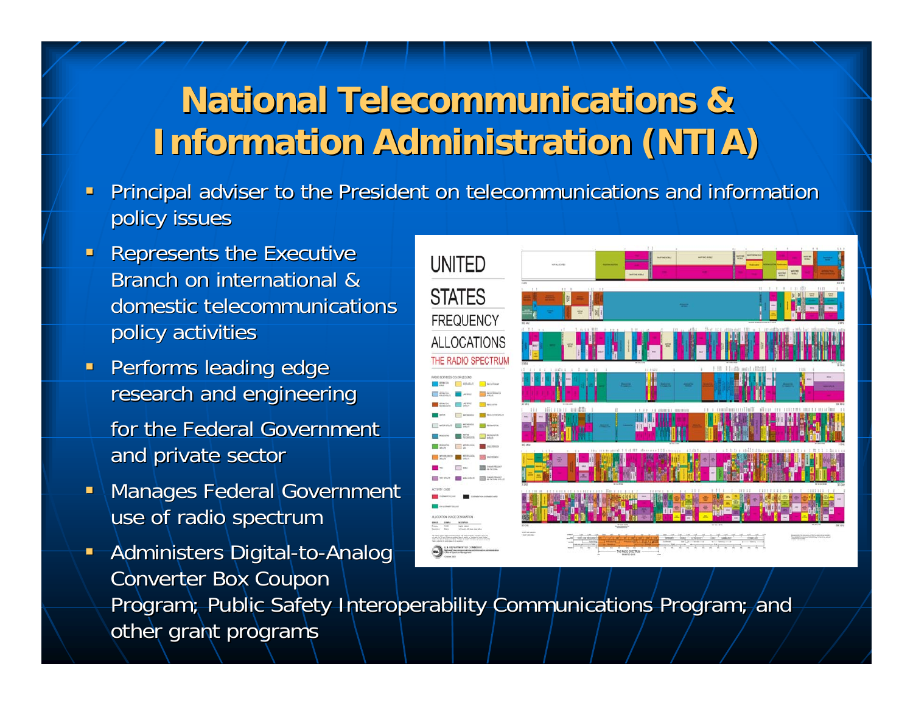# National Telecommunications & Information Administration (NTIA)

- Principal adviser to the President on telecommunications and information policy issues
- Represents the Executive Branch on international & domestic telecommunications policy activities
- Performs leading edge research and engineering

  for the Federal Government and private sector
- Manages Federal Government use of radio spectrum
- Administers Digital-to-Analog Converter Box Coupon Program; Public Safety Interoperability Communications Program; and other grant programs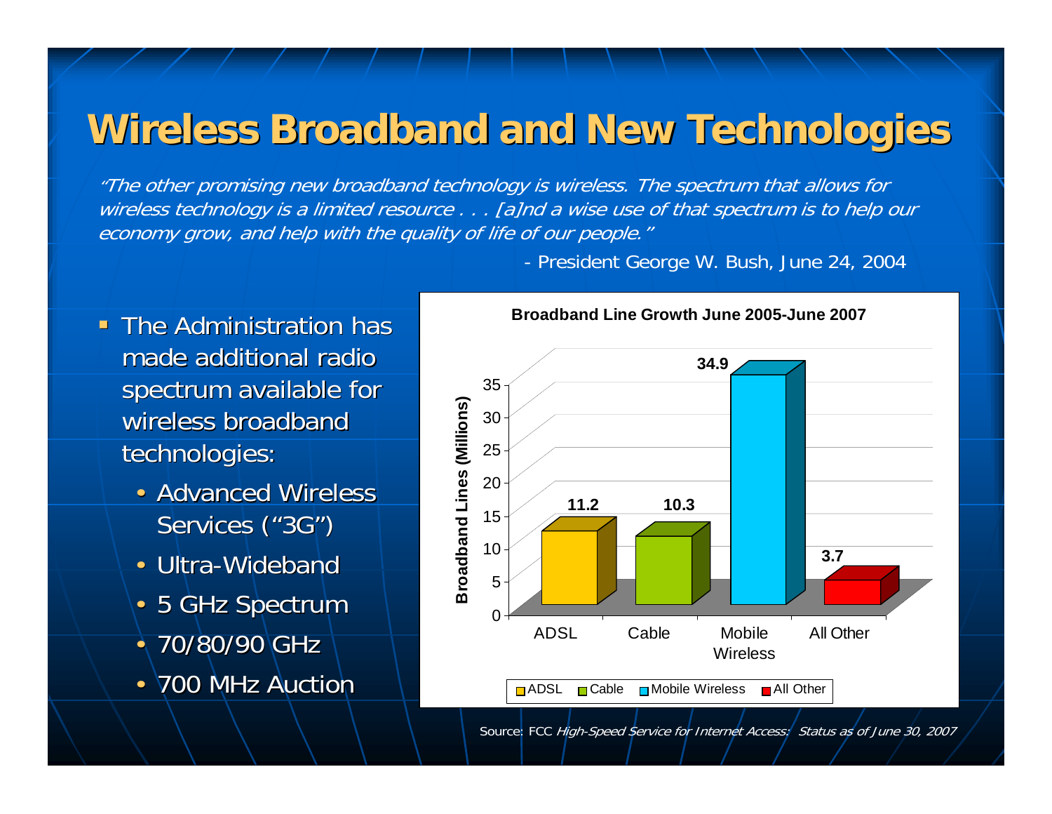# Wireless Broadband and New Technologies

*"The other promising new broadband technology is wireless. The spectrum that allows for wireless technology is a limited resource . . . [a]nd a wise use of that spectrum is to help our economy grow, and help with the quality of life of our people."*

- President George W. Bush, June 24, 2004

- The Administration has made additional radio spectrum available for wireless broadband technologies:
  - Advanced Wireless Services ("3G")
  - Ultra-Wideband
  - 5 GHz Spectrum
  - 70/80/90 GHz
  - 700 MHz Auction

**Broadband Line Growth June 2005-June 2007**

| | Broadband Lines (Millions) |
|---|---|
| ADSL | 11.2 |
| Cable | 10.3 |
| Mobile Wireless | 34.9 |
| All Other | 3.7 |

Source: FCC *High-Speed Service for Internet Access: Status as of June 30, 2007*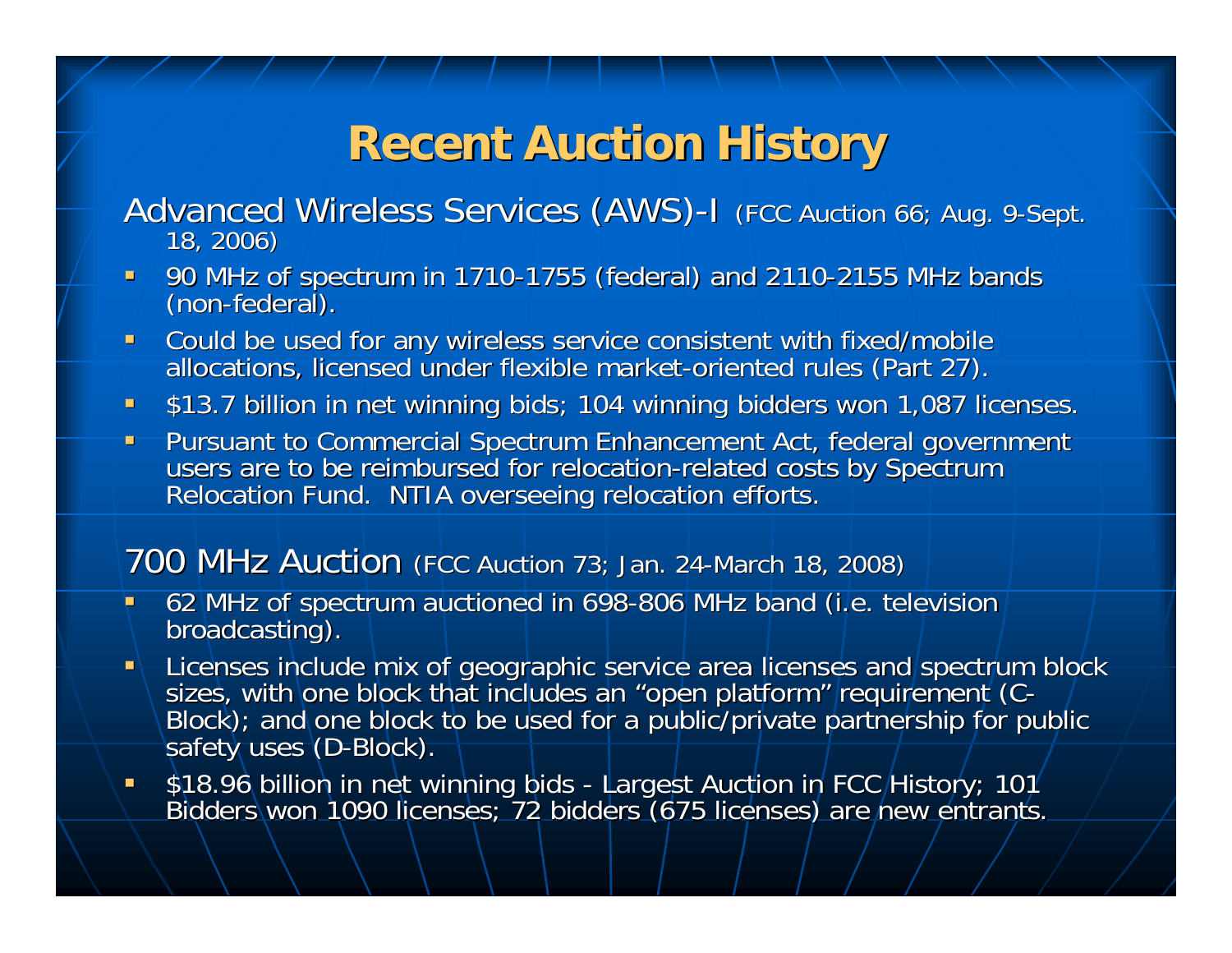# Recent Auction History

## Advanced Wireless Services (AWS)-I (FCC Auction 66; Aug. 9-Sept. 18, 2006)

- 90 MHz of spectrum in 1710-1755 (federal) and 2110-2155 MHz bands (non-federal).
- Could be used for any wireless service consistent with fixed/mobile allocations, licensed under flexible market-oriented rules (Part 27).
- $13.7 billion in net winning bids; 104 winning bidders won 1,087 licenses.
- Pursuant to Commercial Spectrum Enhancement Act, federal government users are to be reimbursed for relocation-related costs by Spectrum Relocation Fund. NTIA overseeing relocation efforts.

## 700 MHz Auction (FCC Auction 73; Jan. 24-March 18, 2008)

- 62 MHz of spectrum auctioned in 698-806 MHz band (i.e. television broadcasting).
- Licenses include mix of geographic service area licenses and spectrum block sizes, with one block that includes an "open platform" requirement (C-Block); and one block to be used for a public/private partnership for public safety uses (D-Block).
- $18.96 billion in net winning bids - Largest Auction in FCC History; 101 Bidders won 1090 licenses; 72 bidders (675 licenses) are new entrants.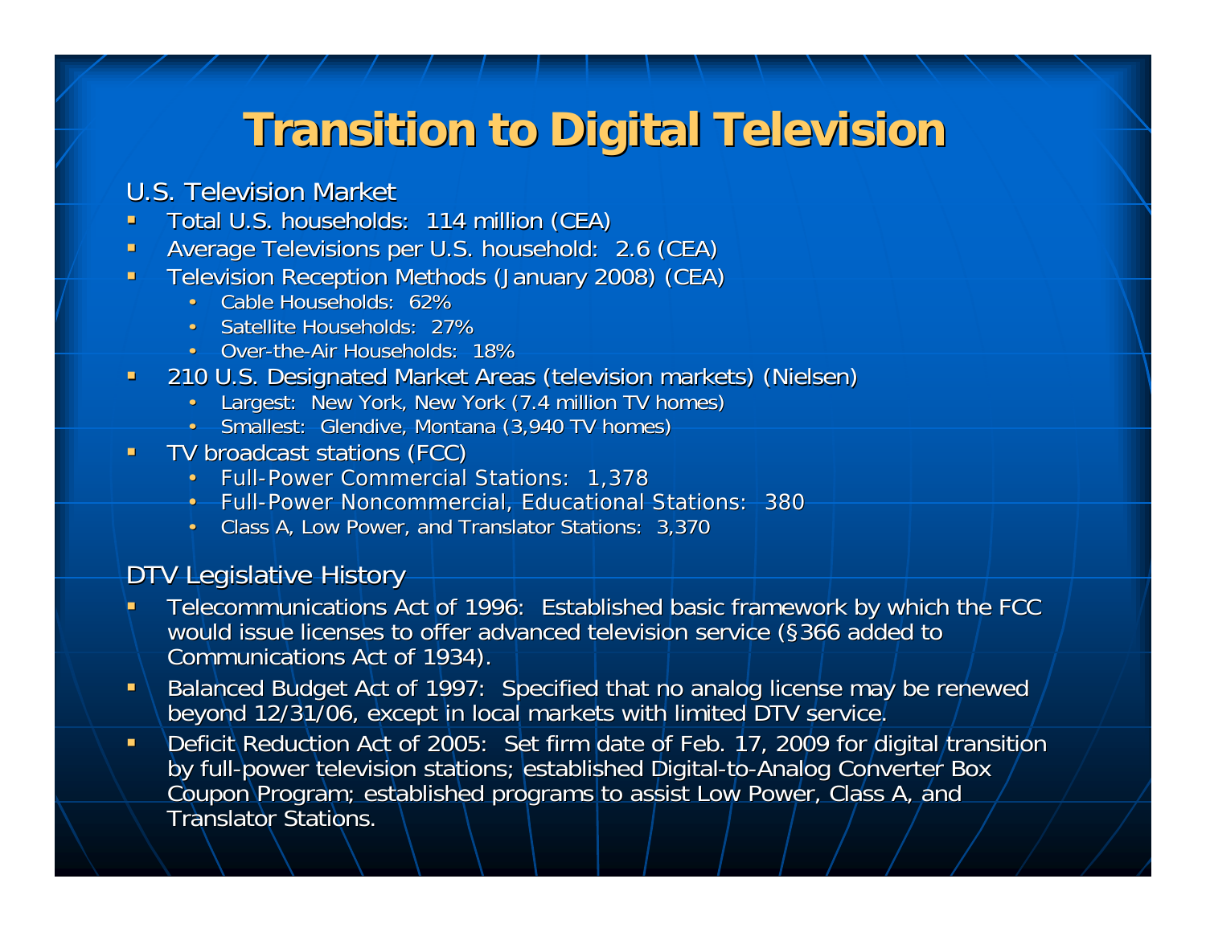# Transition to Digital Television

## U.S. Television Market

- Total U.S. households: 114 million (CEA)
- Average Televisions per U.S. household: 2.6 (CEA)
- Television Reception Methods (January 2008) (CEA)
  - Cable Households: 62%
  - Satellite Households: 27%
  - Over-the-Air Households: 18%
- 210 U.S. Designated Market Areas (television markets) (Nielsen)
  - Largest: New York, New York (7.4 million TV homes)
  - Smallest: Glendive, Montana (3,940 TV homes)
- TV broadcast stations (FCC)
  - Full-Power Commercial Stations: 1,378
  - Full-Power Noncommercial, Educational Stations: 380
  - Class A, Low Power, and Translator Stations: 3,370

## DTV Legislative History

- Telecommunications Act of 1996: Established basic framework by which the FCC would issue licenses to offer advanced television service (§366 added to Communications Act of 1934).
- Balanced Budget Act of 1997: Specified that no analog license may be renewed beyond 12/31/06, except in local markets with limited DTV service.
- Deficit Reduction Act of 2005: Set firm date of Feb. 17, 2009 for digital transition by full-power television stations; established Digital-to-Analog Converter Box Coupon Program; established programs to assist Low Power, Class A, and Translator Stations.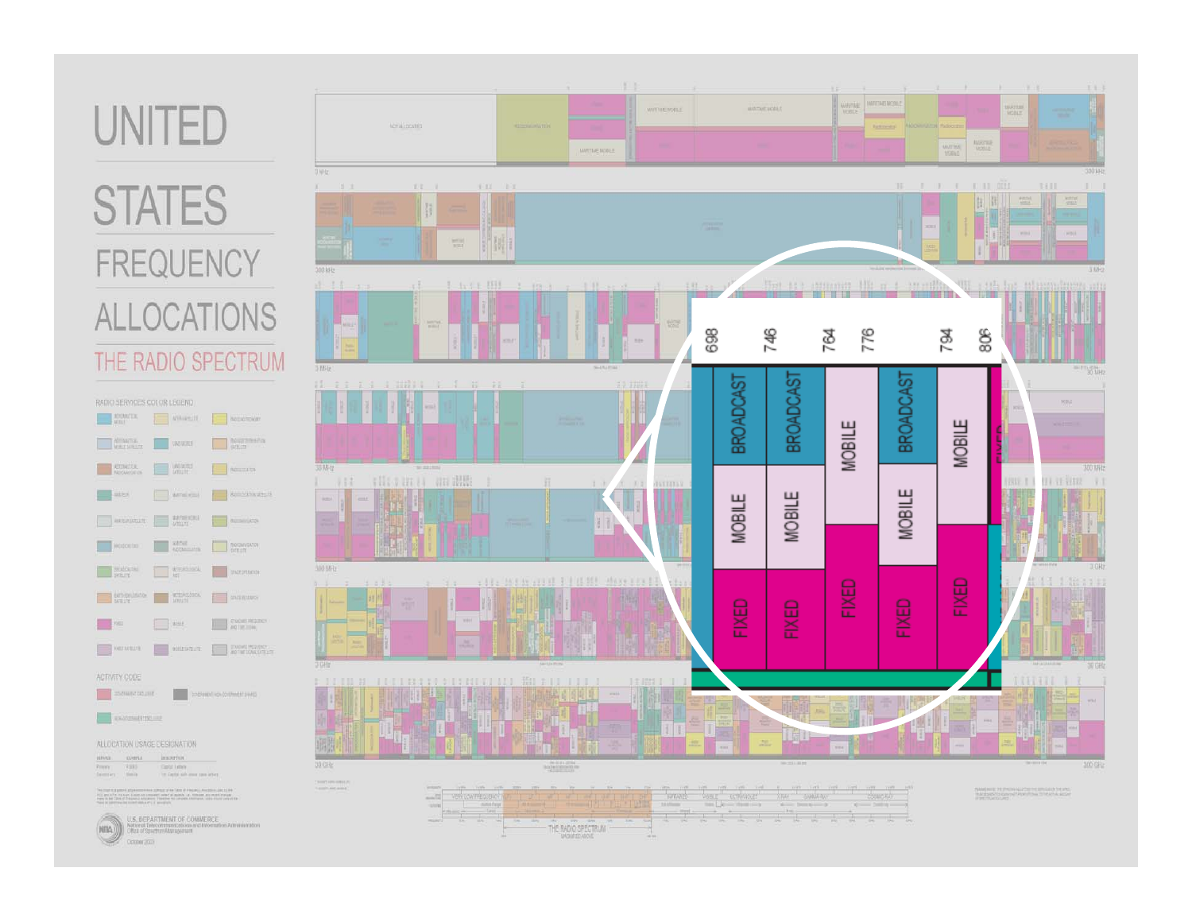# UNITED STATES FREQUENCY ALLOCATIONS

## THE RADIO SPECTRUM

| 698 | 746 | 764 | 776 | 794 | 806 |
|---|---|---|---|---|---|
| BROADCAST | BROADCAST | MOBILE | BROADCAST | MOBILE | |
| MOBILE | MOBILE | | MOBILE | | |
| FIXED | FIXED | FIXED | FIXED | FIXED | |

U.S. DEPARTMENT OF COMMERCE
National Telecommunications and Information Administration
Office of Spectrum Management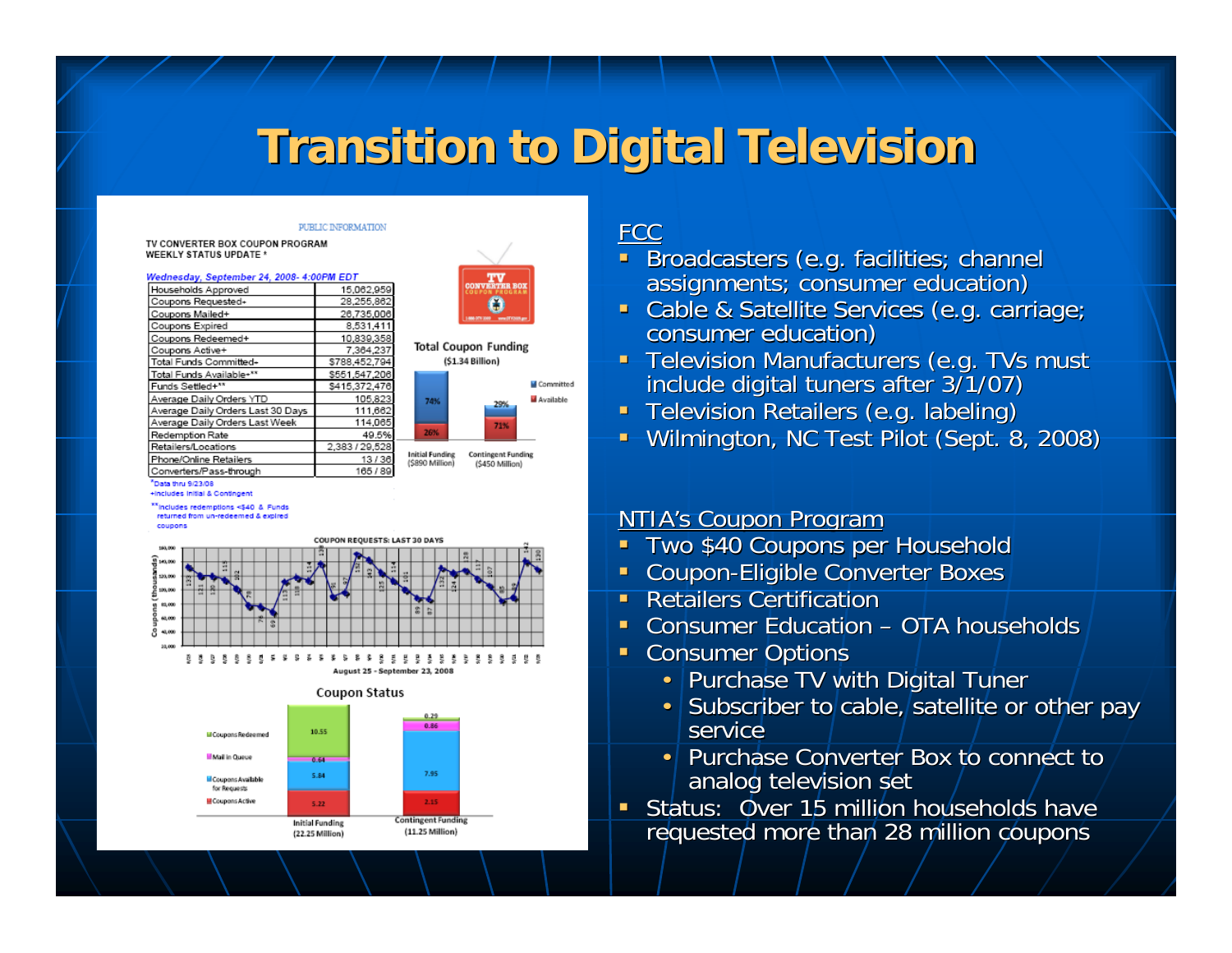# Transition to Digital Television

PUBLIC INFORMATION

TV CONVERTER BOX COUPON PROGRAM
WEEKLY STATUS UPDATE *

*Wednesday, September 24, 2008- 4:00PM EDT*

| Households Approved | 15,062,959 |
|---|---|
| Coupons Requested+ | 28,255,862 |
| Coupons Mailed+ | 26,735,006 |
| Coupons Expired | 8,531,411 |
| Coupons Redeemed+ | 10,839,358 |
| Coupons Active+ | 7,364,237 |
| Total Funds Committed+ | $788,452,794 |
| Total Funds Available+** | $551,547,206 |
| Funds Settled+** | $415,372,476 |
| Average Daily Orders YTD | 105,823 |
| Average Daily Orders Last 30 Days | 111,662 |
| Average Daily Orders Last Week | 114,065 |
| Redemption Rate | 49.5% |
| Retailers/Locations | 2,383 / 29,528 |
| Phone/Online Retailers | 13 / 36 |
| Converters/Pass-through | 165 / 89 |

*Data thru 9/23/08
+Includes Initial & Contingent
**Includes redemptions <$40 & Funds returned from un-redeemed & expired coupons

Total Coupon Funding ($1.34 Billion)

| | Committed | Available |
|---|---|---|
| Initial Funding ($890 Million) | 74% | 26% |
| Contingent Funding ($450 Million) | 29% | 71% |

COUPON REQUESTS: LAST 30 DAYS — August 25 - September 23, 2008

Coupon Status

| | Coupons Redeemed | Mail in Queue | Coupons Available for Requests | Coupons Active |
|---|---|---|---|---|
| Initial Funding (22.25 Million) | 10.55 | 0.64 | 5.84 | 5.22 |
| Contingent Funding (11.25 Million) | 0.29 | 0.86 | 7.95 | 2.15 |

## FCC

- Broadcasters (e.g. facilities; channel assignments; consumer education)
- Cable & Satellite Services (e.g. carriage; consumer education)
- Television Manufacturers (e.g. TVs must include digital tuners after 3/1/07)
- Television Retailers (e.g. labeling)
- Wilmington, NC Test Pilot (Sept. 8, 2008)

## NTIA's Coupon Program

- Two $40 Coupons per Household
- Coupon-Eligible Converter Boxes
- Retailers Certification
- Consumer Education – OTA households
- Consumer Options
  - Purchase TV with Digital Tuner
  - Subscriber to cable, satellite or other pay service
  - Purchase Converter Box to connect to analog television set
- Status: Over 15 million households have requested more than 28 million coupons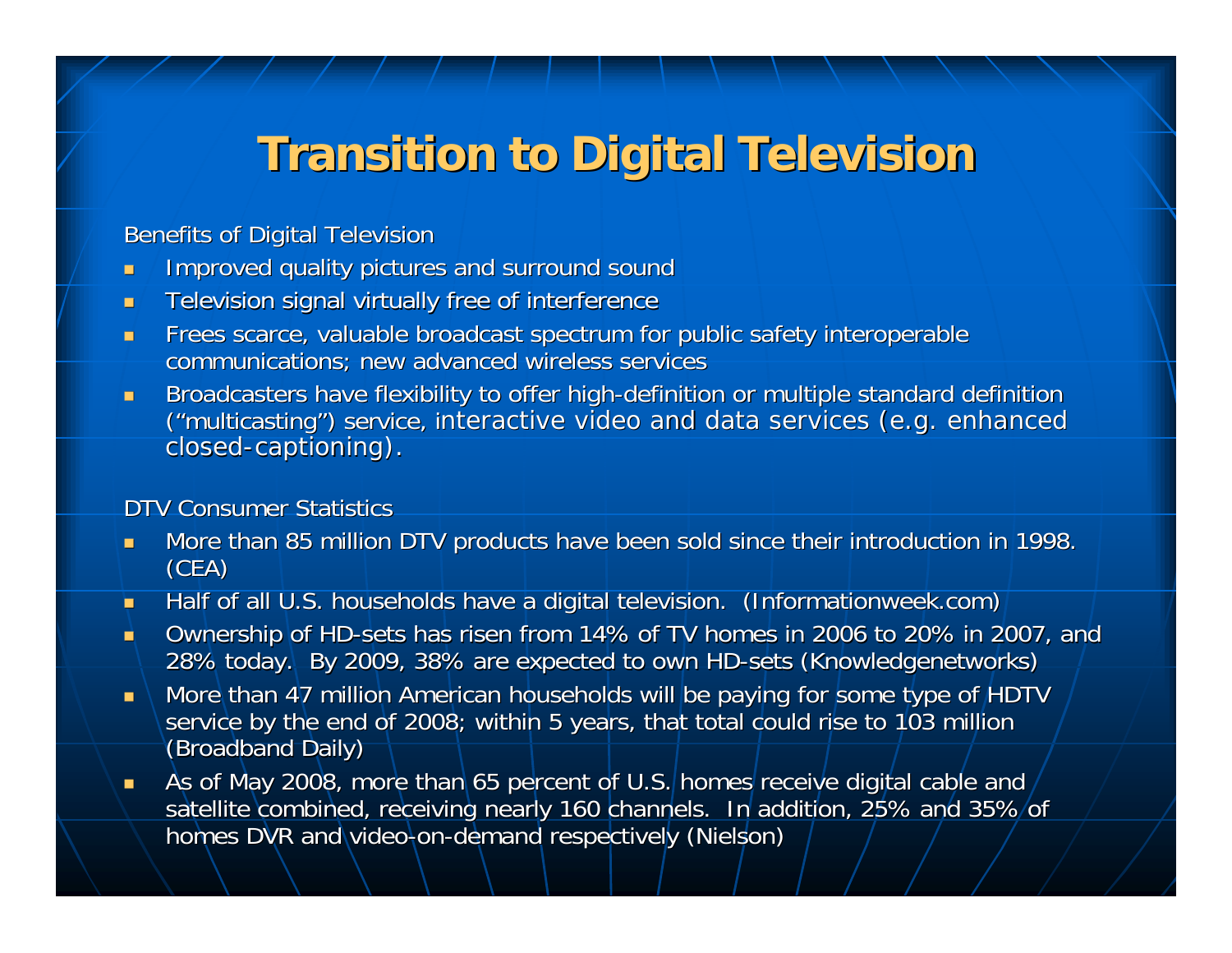# Transition to Digital Television

Benefits of Digital Television

- Improved quality pictures and surround sound
- Television signal virtually free of interference
- Frees scarce, valuable broadcast spectrum for public safety interoperable communications; new advanced wireless services
- Broadcasters have flexibility to offer high-definition or multiple standard definition ("multicasting") service, interactive video and data services (e.g. enhanced closed-captioning).

DTV Consumer Statistics

- More than 85 million DTV products have been sold since their introduction in 1998. (CEA)
- Half of all U.S. households have a digital television. (Informationweek.com)
- Ownership of HD-sets has risen from 14% of TV homes in 2006 to 20% in 2007, and 28% today. By 2009, 38% are expected to own HD-sets (Knowledgenetworks)
- More than 47 million American households will be paying for some type of HDTV service by the end of 2008; within 5 years, that total could rise to 103 million (Broadband Daily)
- As of May 2008, more than 65 percent of U.S. homes receive digital cable and satellite combined, receiving nearly 160 channels. In addition, 25% and 35% of homes DVR and video-on-demand respectively (Nielson)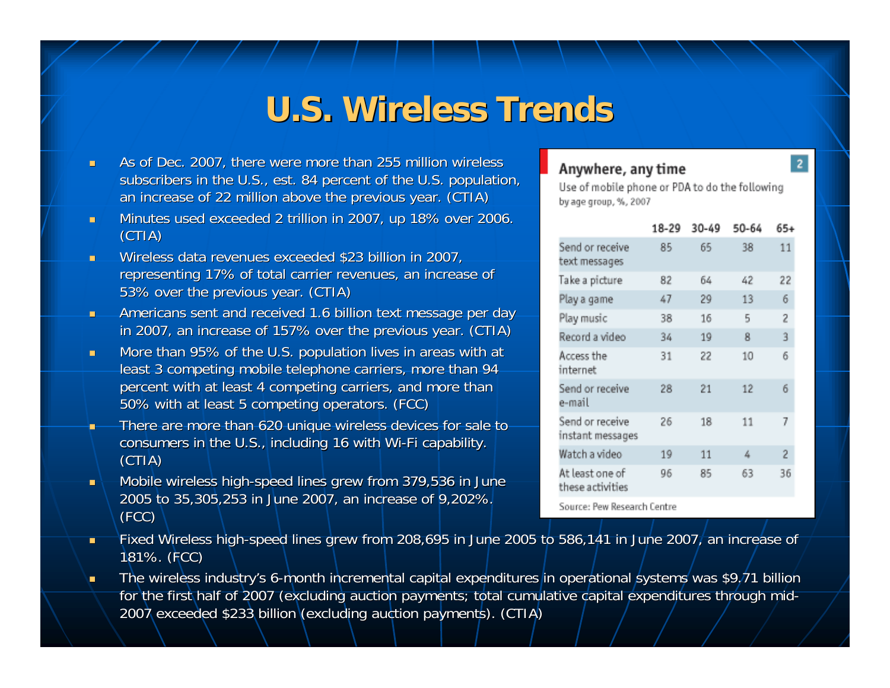# U.S. Wireless Trends

- As of Dec. 2007, there were more than 255 million wireless subscribers in the U.S., est. 84 percent of the U.S. population, an increase of 22 million above the previous year. (CTIA)
- Minutes used exceeded 2 trillion in 2007, up 18% over 2006. (CTIA)
- Wireless data revenues exceeded $23 billion in 2007, representing 17% of total carrier revenues, an increase of 53% over the previous year. (CTIA)
- Americans sent and received 1.6 billion text message per day in 2007, an increase of 157% over the previous year. (CTIA)
- More than 95% of the U.S. population lives in areas with at least 3 competing mobile telephone carriers, more than 94 percent with at least 4 competing carriers, and more than 50% with at least 5 competing operators. (FCC)
- There are more than 620 unique wireless devices for sale to consumers in the U.S., including 16 with Wi-Fi capability. (CTIA)
- Mobile wireless high-speed lines grew from 379,536 in June 2005 to 35,305,253 in June 2007, an increase of 9,202%. (FCC)
- Fixed Wireless high-speed lines grew from 208,695 in June 2005 to 586,141 in June 2007, an increase of 181%. (FCC)
- The wireless industry's 6-month incremental capital expenditures in operational systems was $9.71 billion for the first half of 2007 (excluding auction payments; total cumulative capital expenditures through mid-2007 exceeded $233 billion (excluding auction payments). (CTIA)

**Anywhere, any time** 2

Use of mobile phone or PDA to do the following by age group, %, 2007

| | 18-29 | 30-49 | 50-64 | 65+ |
|---|---|---|---|---|
| Send or receive text messages | 85 | 65 | 38 | 11 |
| Take a picture | 82 | 64 | 42 | 22 |
| Play a game | 47 | 29 | 13 | 6 |
| Play music | 38 | 16 | 5 | 2 |
| Record a video | 34 | 19 | 8 | 3 |
| Access the internet | 31 | 22 | 10 | 6 |
| Send or receive e-mail | 28 | 21 | 12 | 6 |
| Send or receive instant messages | 26 | 18 | 11 | 7 |
| Watch a video | 19 | 11 | 4 | 2 |
| At least one of these activities | 96 | 85 | 63 | 36 |

Source: Pew Research Centre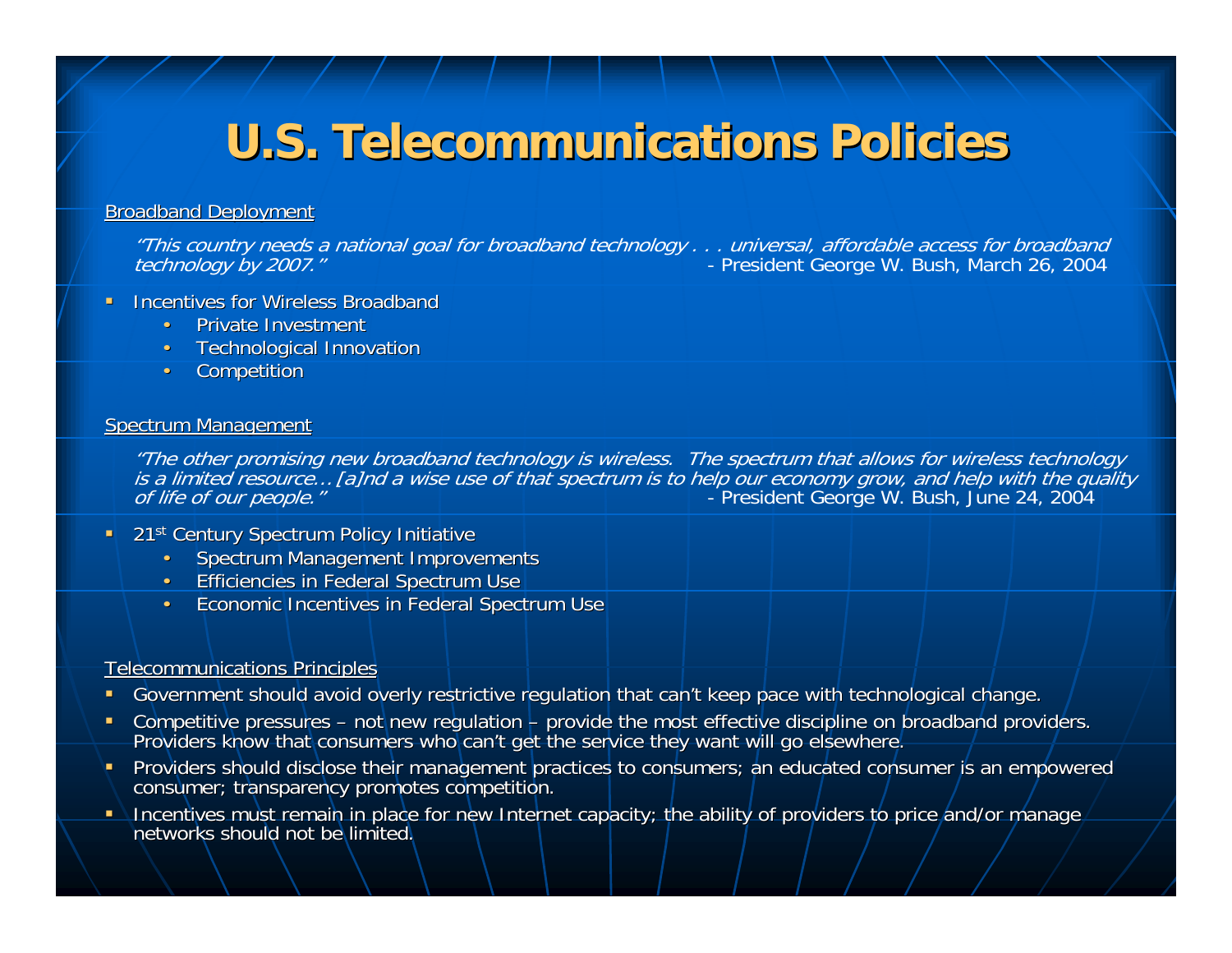# U.S. Telecommunications Policies

## Broadband Deployment

*"This country needs a national goal for broadband technology . . . universal, affordable access for broadband technology by 2007."* - President George W. Bush, March 26, 2004

- Incentives for Wireless Broadband
  - Private Investment
  - Technological Innovation
  - Competition

## Spectrum Management

*"The other promising new broadband technology is wireless. The spectrum that allows for wireless technology is a limited resource… [a]nd a wise use of that spectrum is to help our economy grow, and help with the quality of life of our people."* - President George W. Bush, June 24, 2004

- 21st Century Spectrum Policy Initiative
  - Spectrum Management Improvements
  - Efficiencies in Federal Spectrum Use
  - Economic Incentives in Federal Spectrum Use

## Telecommunications Principles

- Government should avoid overly restrictive regulation that can't keep pace with technological change.
- Competitive pressures – not new regulation – provide the most effective discipline on broadband providers. Providers know that consumers who can't get the service they want will go elsewhere.
- Providers should disclose their management practices to consumers; an educated consumer is an empowered consumer; transparency promotes competition.
- Incentives must remain in place for new Internet capacity; the ability of providers to price and/or manage networks should not be limited.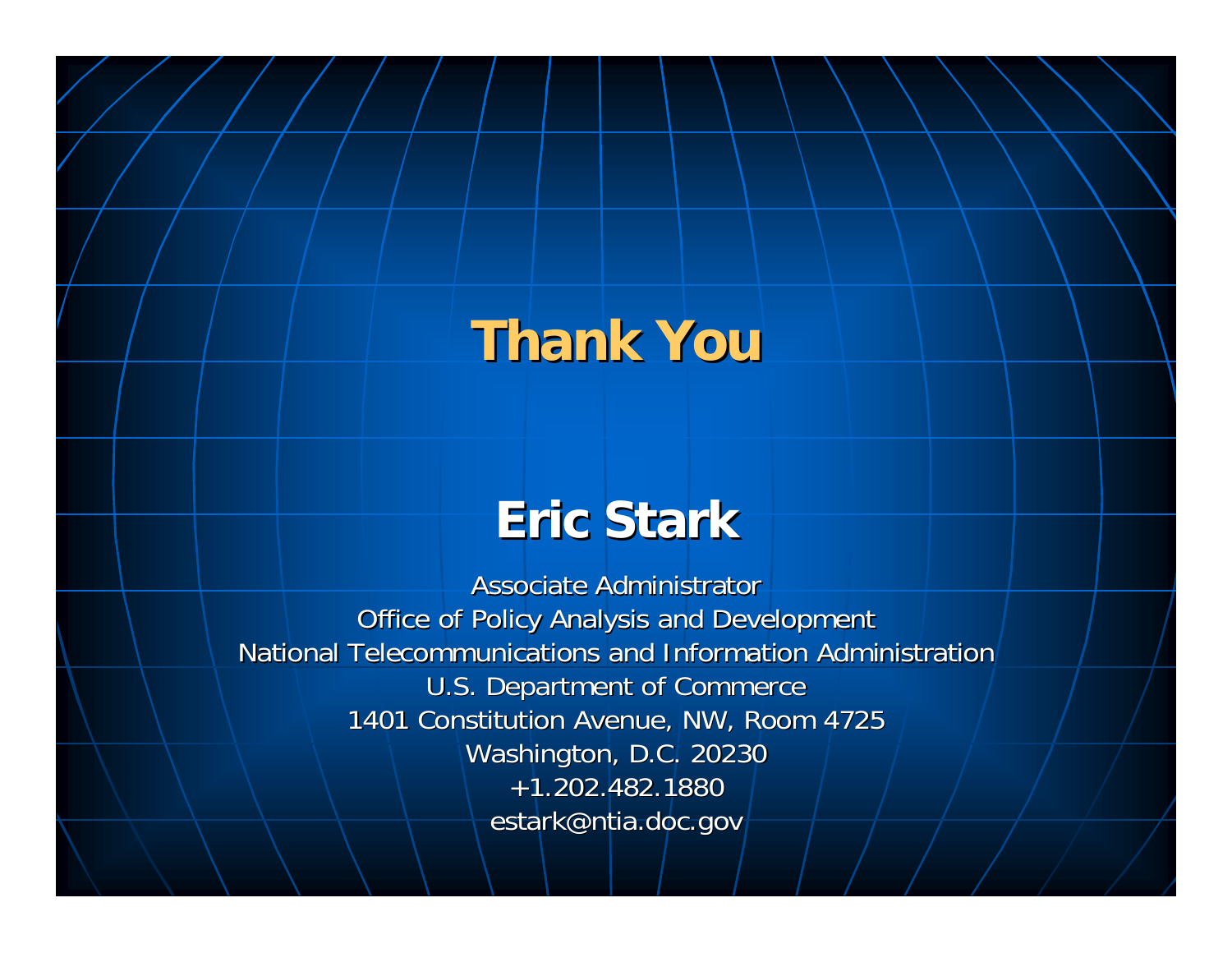# Thank You

## Eric Stark

Associate Administrator
Office of Policy Analysis and Development
National Telecommunications and Information Administration
U.S. Department of Commerce
1401 Constitution Avenue, NW, Room 4725
Washington, D.C. 20230
+1.202.482.1880
estark@ntia.doc.gov